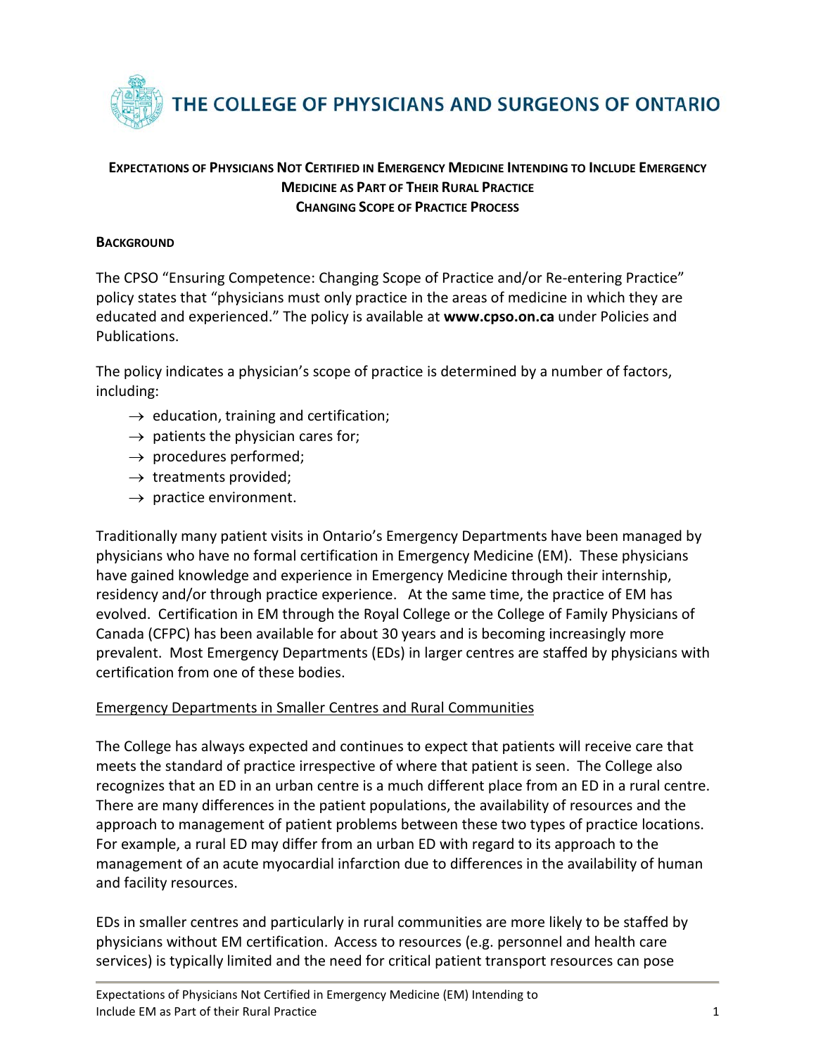# THE COLLEGE OF PHYSICIANS AND SURGEONS OF ONTARIO

## EXPECTATIONS OF PHYSICIANS NOT CERTIFIED IN EMERGENCY MEDICINE INTENDING TO INCLUDE EMERGENCY MEDICINE AS PART OF THEIR RURAL PRACTICE
## CHANGING SCOPE OF PRACTICE PROCESS

### BACKGROUND

The CPSO "Ensuring Competence: Changing Scope of Practice and/or Re-entering Practice" policy states that "physicians must only practice in the areas of medicine in which they are educated and experienced." The policy is available at **www.cpso.on.ca** under Policies and Publications.

The policy indicates a physician's scope of practice is determined by a number of factors, including:

- → education, training and certification;
- → patients the physician cares for;
- → procedures performed;
- → treatments provided;
- → practice environment.

Traditionally many patient visits in Ontario's Emergency Departments have been managed by physicians who have no formal certification in Emergency Medicine (EM). These physicians have gained knowledge and experience in Emergency Medicine through their internship, residency and/or through practice experience. At the same time, the practice of EM has evolved. Certification in EM through the Royal College or the College of Family Physicians of Canada (CFPC) has been available for about 30 years and is becoming increasingly more prevalent. Most Emergency Departments (EDs) in larger centres are staffed by physicians with certification from one of these bodies.

<u>Emergency Departments in Smaller Centres and Rural Communities</u>

The College has always expected and continues to expect that patients will receive care that meets the standard of practice irrespective of where that patient is seen. The College also recognizes that an ED in an urban centre is a much different place from an ED in a rural centre. There are many differences in the patient populations, the availability of resources and the approach to management of patient problems between these two types of practice locations. For example, a rural ED may differ from an urban ED with regard to its approach to the management of an acute myocardial infarction due to differences in the availability of human and facility resources.

EDs in smaller centres and particularly in rural communities are more likely to be staffed by physicians without EM certification. Access to resources (e.g. personnel and health care services) is typically limited and the need for critical patient transport resources can pose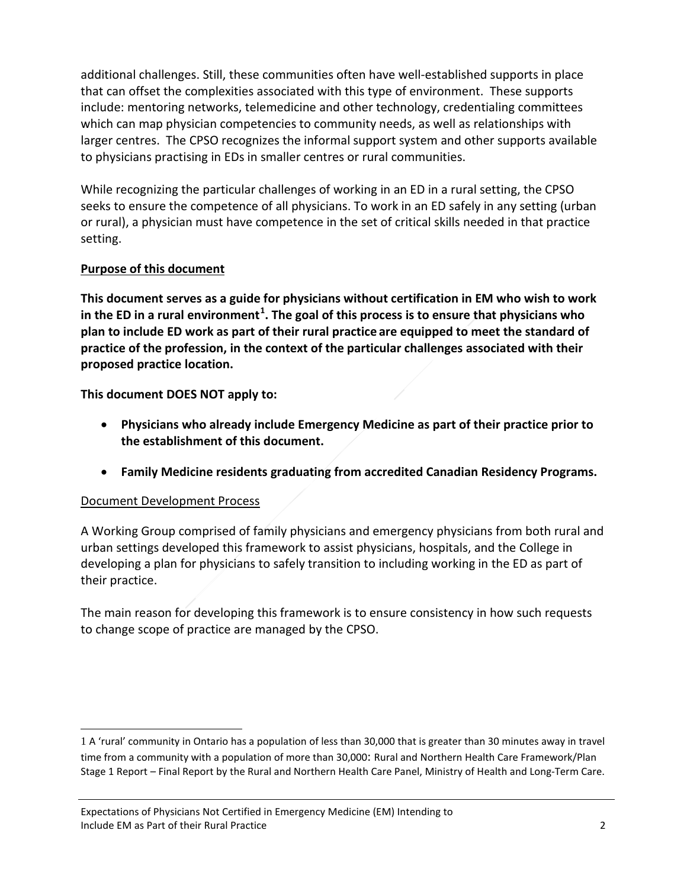additional challenges. Still, these communities often have well-established supports in place that can offset the complexities associated with this type of environment. These supports include: mentoring networks, telemedicine and other technology, credentialing committees which can map physician competencies to community needs, as well as relationships with larger centres. The CPSO recognizes the informal support system and other supports available to physicians practising in EDs in smaller centres or rural communities.

While recognizing the particular challenges of working in an ED in a rural setting, the CPSO seeks to ensure the competence of all physicians. To work in an ED safely in any setting (urban or rural), a physician must have competence in the set of critical skills needed in that practice setting.

## Purpose of this document

**This document serves as a guide for physicians without certification in EM who wish to work in the ED in a rural environment[1]. The goal of this process is to ensure that physicians who plan to include ED work as part of their rural practice are equipped to meet the standard of practice of the profession, in the context of the particular challenges associated with their proposed practice location.**

**This document DOES NOT apply to:**

- **Physicians who already include Emergency Medicine as part of their practice prior to the establishment of this document.**
- **Family Medicine residents graduating from accredited Canadian Residency Programs.**

### Document Development Process

A Working Group comprised of family physicians and emergency physicians from both rural and urban settings developed this framework to assist physicians, hospitals, and the College in developing a plan for physicians to safely transition to including working in the ED as part of their practice.

The main reason for developing this framework is to ensure consistency in how such requests to change scope of practice are managed by the CPSO.

---

1 A 'rural' community in Ontario has a population of less than 30,000 that is greater than 30 minutes away in travel time from a community with a population of more than 30,000: Rural and Northern Health Care Framework/Plan Stage 1 Report – Final Report by the Rural and Northern Health Care Panel, Ministry of Health and Long-Term Care.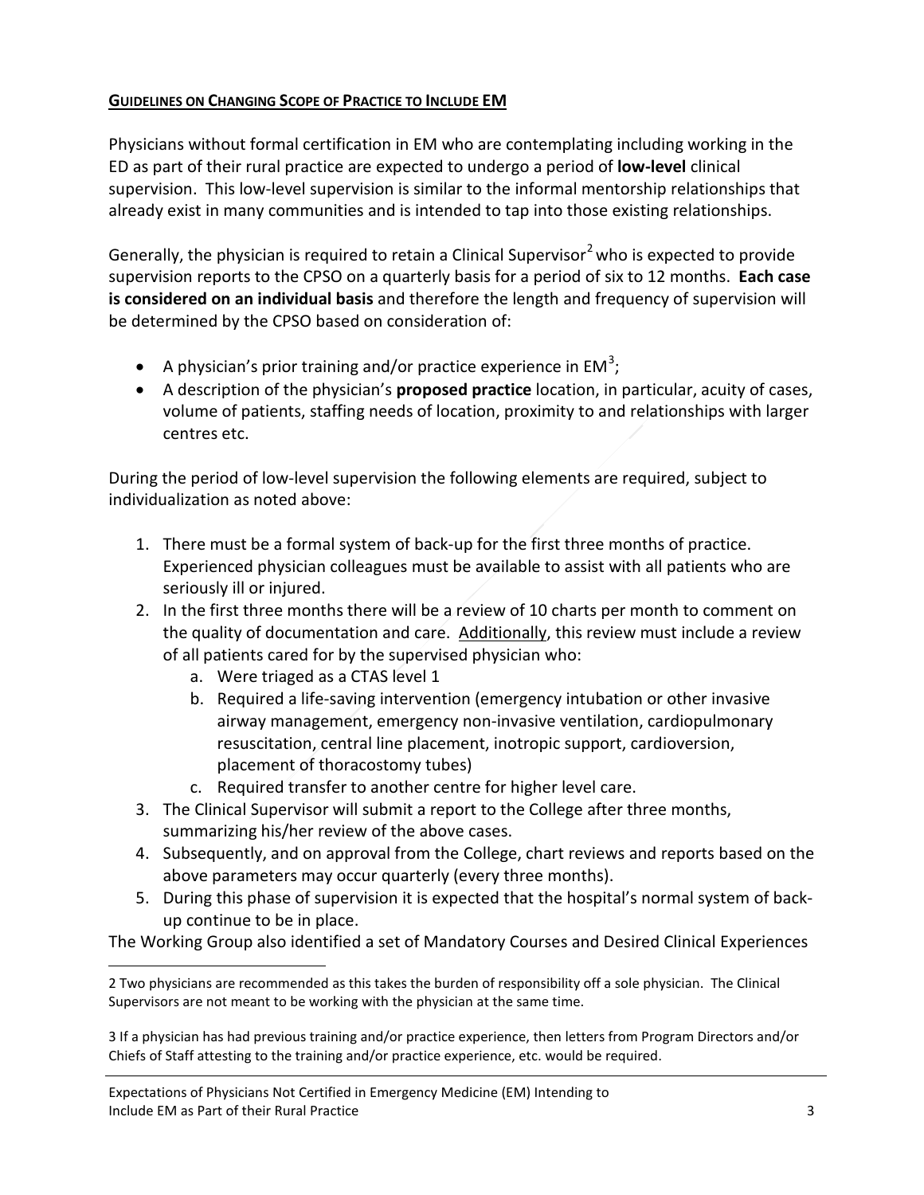## GUIDELINES ON CHANGING SCOPE OF PRACTICE TO INCLUDE EM

Physicians without formal certification in EM who are contemplating including working in the ED as part of their rural practice are expected to undergo a period of **low-level** clinical supervision. This low-level supervision is similar to the informal mentorship relationships that already exist in many communities and is intended to tap into those existing relationships.

Generally, the physician is required to retain a Clinical Supervisor[2] who is expected to provide supervision reports to the CPSO on a quarterly basis for a period of six to 12 months. **Each case is considered on an individual basis** and therefore the length and frequency of supervision will be determined by the CPSO based on consideration of:

- A physician's prior training and/or practice experience in EM[3];
- A description of the physician's **proposed practice** location, in particular, acuity of cases, volume of patients, staffing needs of location, proximity to and relationships with larger centres etc.

During the period of low-level supervision the following elements are required, subject to individualization as noted above:

1. There must be a formal system of back-up for the first three months of practice. Experienced physician colleagues must be available to assist with all patients who are seriously ill or injured.
2. In the first three months there will be a review of 10 charts per month to comment on the quality of documentation and care. Additionally, this review must include a review of all patients cared for by the supervised physician who:
    a. Were triaged as a CTAS level 1
    b. Required a life-saving intervention (emergency intubation or other invasive airway management, emergency non-invasive ventilation, cardiopulmonary resuscitation, central line placement, inotropic support, cardioversion, placement of thoracostomy tubes)
    c. Required transfer to another centre for higher level care.
3. The Clinical Supervisor will submit a report to the College after three months, summarizing his/her review of the above cases.
4. Subsequently, and on approval from the College, chart reviews and reports based on the above parameters may occur quarterly (every three months).
5. During this phase of supervision it is expected that the hospital's normal system of back-up continue to be in place.

The Working Group also identified a set of Mandatory Courses and Desired Clinical Experiences

---

2 Two physicians are recommended as this takes the burden of responsibility off a sole physician. The Clinical Supervisors are not meant to be working with the physician at the same time.

3 If a physician has had previous training and/or practice experience, then letters from Program Directors and/or Chiefs of Staff attesting to the training and/or practice experience, etc. would be required.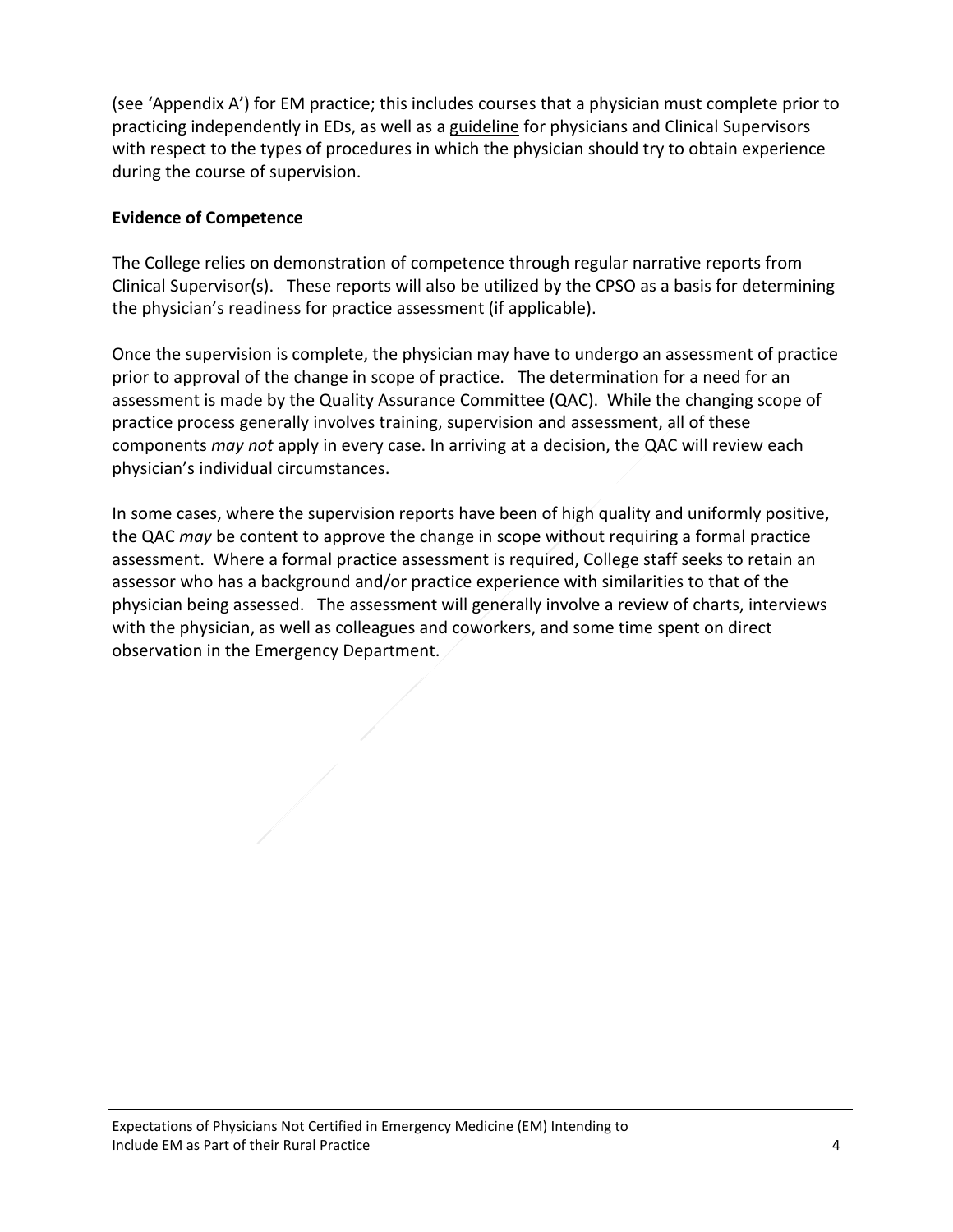(see 'Appendix A') for EM practice; this includes courses that a physician must complete prior to practicing independently in EDs, as well as a guideline for physicians and Clinical Supervisors with respect to the types of procedures in which the physician should try to obtain experience during the course of supervision.

**Evidence of Competence**

The College relies on demonstration of competence through regular narrative reports from Clinical Supervisor(s). These reports will also be utilized by the CPSO as a basis for determining the physician's readiness for practice assessment (if applicable).

Once the supervision is complete, the physician may have to undergo an assessment of practice prior to approval of the change in scope of practice. The determination for a need for an assessment is made by the Quality Assurance Committee (QAC). While the changing scope of practice process generally involves training, supervision and assessment, all of these components *may not* apply in every case. In arriving at a decision, the QAC will review each physician's individual circumstances.

In some cases, where the supervision reports have been of high quality and uniformly positive, the QAC *may* be content to approve the change in scope without requiring a formal practice assessment. Where a formal practice assessment is required, College staff seeks to retain an assessor who has a background and/or practice experience with similarities to that of the physician being assessed. The assessment will generally involve a review of charts, interviews with the physician, as well as colleagues and coworkers, and some time spent on direct observation in the Emergency Department.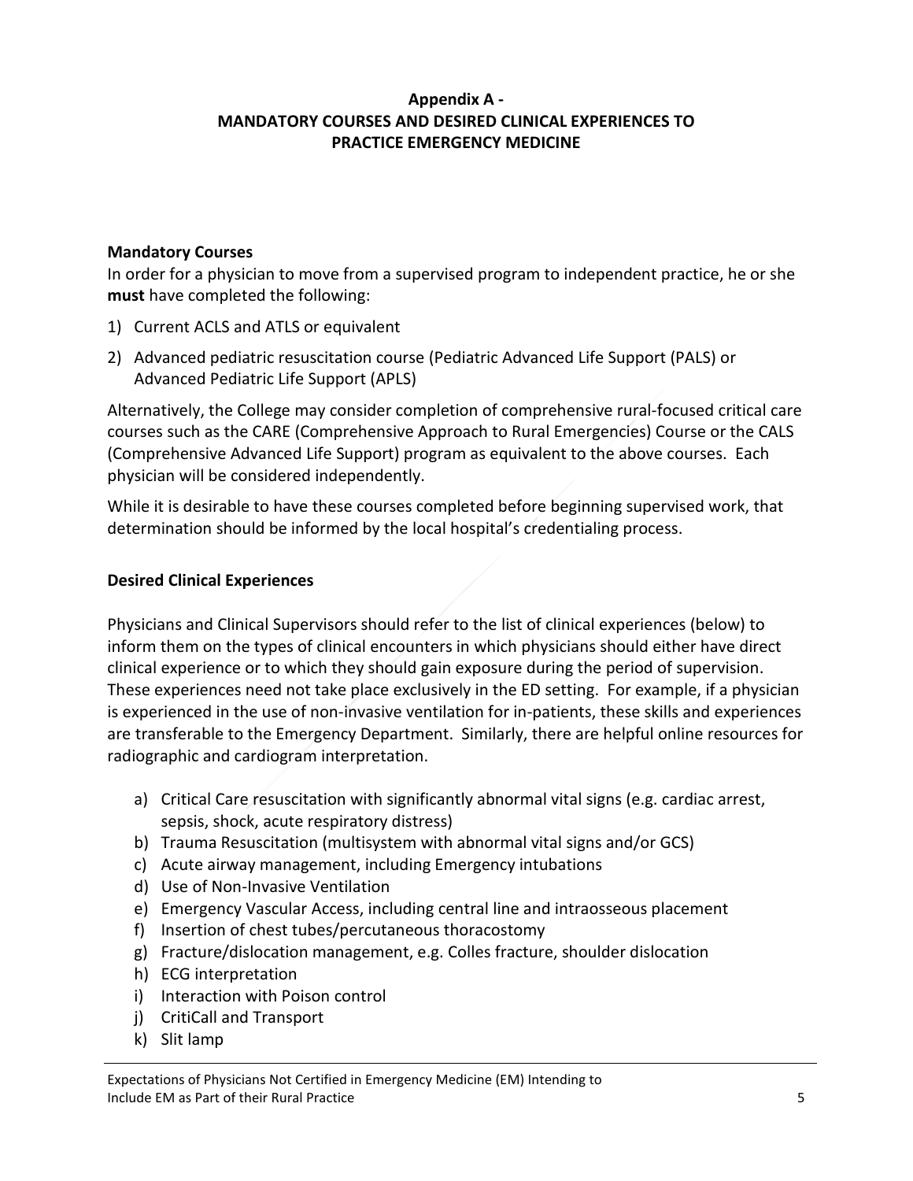## Appendix A - MANDATORY COURSES AND DESIRED CLINICAL EXPERIENCES TO PRACTICE EMERGENCY MEDICINE

### Mandatory Courses

In order for a physician to move from a supervised program to independent practice, he or she **must** have completed the following:

1) Current ACLS and ATLS or equivalent
2) Advanced pediatric resuscitation course (Pediatric Advanced Life Support (PALS) or Advanced Pediatric Life Support (APLS)

Alternatively, the College may consider completion of comprehensive rural-focused critical care courses such as the CARE (Comprehensive Approach to Rural Emergencies) Course or the CALS (Comprehensive Advanced Life Support) program as equivalent to the above courses. Each physician will be considered independently.

While it is desirable to have these courses completed before beginning supervised work, that determination should be informed by the local hospital's credentialing process.

### Desired Clinical Experiences

Physicians and Clinical Supervisors should refer to the list of clinical experiences (below) to inform them on the types of clinical encounters in which physicians should either have direct clinical experience or to which they should gain exposure during the period of supervision. These experiences need not take place exclusively in the ED setting. For example, if a physician is experienced in the use of non-invasive ventilation for in-patients, these skills and experiences are transferable to the Emergency Department. Similarly, there are helpful online resources for radiographic and cardiogram interpretation.

a) Critical Care resuscitation with significantly abnormal vital signs (e.g. cardiac arrest, sepsis, shock, acute respiratory distress)
b) Trauma Resuscitation (multisystem with abnormal vital signs and/or GCS)
c) Acute airway management, including Emergency intubations
d) Use of Non-Invasive Ventilation
e) Emergency Vascular Access, including central line and intraosseous placement
f) Insertion of chest tubes/percutaneous thoracostomy
g) Fracture/dislocation management, e.g. Colles fracture, shoulder dislocation
h) ECG interpretation
i) Interaction with Poison control
j) CritiCall and Transport
k) Slit lamp